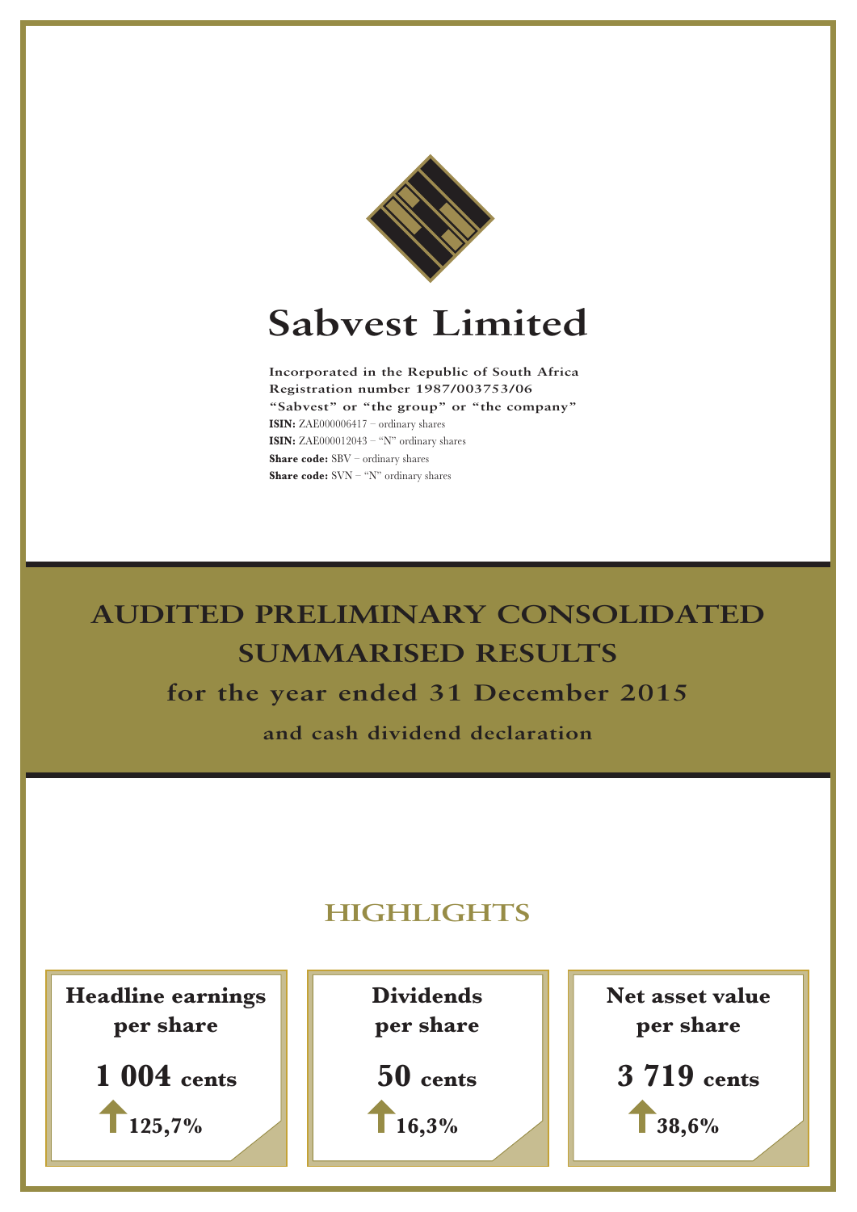# Sabvest Limited

**Incorporated in the Republic of South Africa**
**Registration number 1987/003753/06**
**"Sabvest" or "the group" or "the company"**
**ISIN:** ZAE000006417 – ordinary shares
**ISIN:** ZAE000012043 – "N" ordinary shares
**Share code:** SBV – ordinary shares
**Share code:** SVN – "N" ordinary shares

# AUDITED PRELIMINARY CONSOLIDATED SUMMARISED RESULTS

## for the year ended 31 December 2015

### and cash dividend declaration

## HIGHLIGHTS

**Headline earnings per share**
**1 004 cents**
↑ **125,7%**

**Dividends per share**
**50 cents**
↑ **16,3%**

**Net asset value per share**
**3 719 cents**
↑ **38,6%**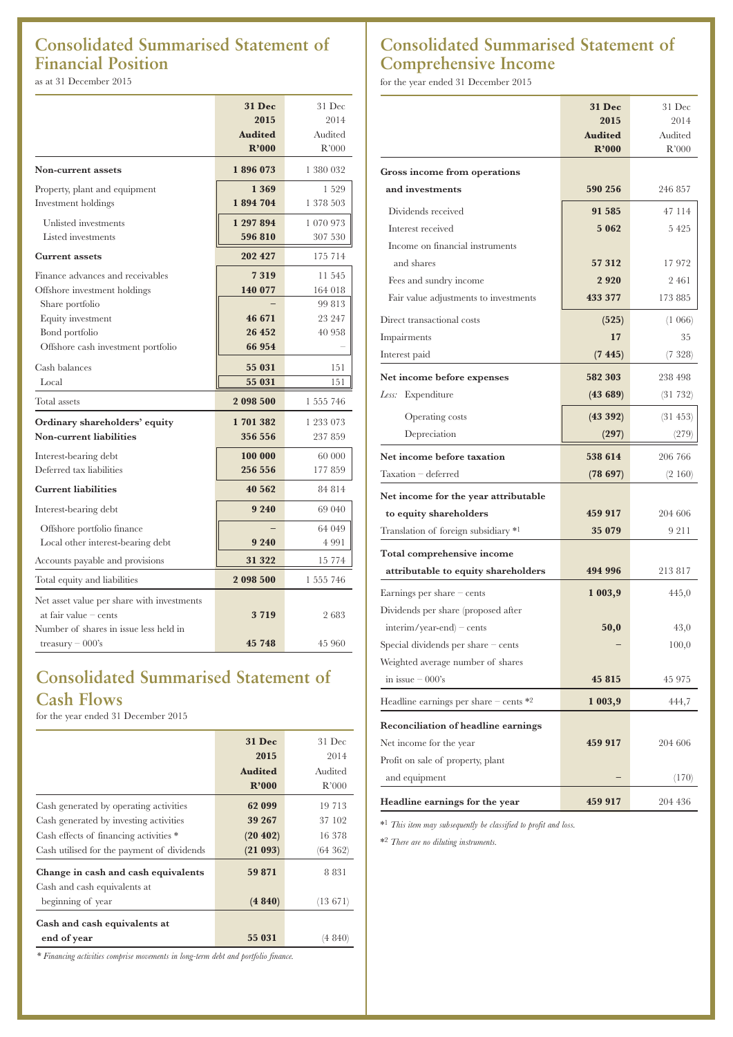# Consolidated Summarised Statement of Financial Position

as at 31 December 2015

| | 31 Dec 2015 Audited R'000 | 31 Dec 2014 Audited R'000 |
|---|---|---|
| **Non-current assets** | **1 896 073** | 1 380 032 |
| Property, plant and equipment | **1 369** | 1 529 |
| Investment holdings | **1 894 704** | 1 378 503 |
| Unlisted investments | **1 297 894** | 1 070 973 |
| Listed investments | **596 810** | 307 530 |
| **Current assets** | **202 427** | 175 714 |
| Finance advances and receivables | **7 319** | 11 545 |
| Offshore investment holdings | **140 077** | 164 018 |
| Share portfolio | – | 99 813 |
| Equity investment | **46 671** | 23 247 |
| Bond portfolio | **26 452** | 40 958 |
| Offshore cash investment portfolio | **66 954** | – |
| Cash balances | **55 031** | 151 |
| Local | **55 031** | 151 |
| Total assets | **2 098 500** | 1 555 746 |
| **Ordinary shareholders' equity** | **1 701 382** | 1 233 073 |
| **Non-current liabilities** | **356 556** | 237 859 |
| Interest-bearing debt | **100 000** | 60 000 |
| Deferred tax liabilities | **256 556** | 177 859 |
| **Current liabilities** | **40 562** | 84 814 |
| Interest-bearing debt | **9 240** | 69 040 |
| Offshore portfolio finance | – | 64 049 |
| Local other interest-bearing debt | **9 240** | 4 991 |
| Accounts payable and provisions | **31 322** | 15 774 |
| Total equity and liabilities | **2 098 500** | 1 555 746 |
| Net asset value per share with investments at fair value – cents | **3 719** | 2 683 |
| Number of shares in issue less held in treasury – 000's | **45 748** | 45 960 |

# Consolidated Summarised Statement of Cash Flows

for the year ended 31 December 2015

| | 31 Dec 2015 Audited R'000 | 31 Dec 2014 Audited R'000 |
|---|---|---|
| Cash generated by operating activities | **62 099** | 19 713 |
| Cash generated by investing activities | **39 267** | 37 102 |
| Cash effects of financing activities * | **(20 402)** | 16 378 |
| Cash utilised for the payment of dividends | **(21 093)** | (64 362) |
| **Change in cash and cash equivalents** | **59 871** | 8 831 |
| Cash and cash equivalents at beginning of year | **(4 840)** | (13 671) |
| **Cash and cash equivalents at end of year** | **55 031** | (4 840) |

*\* Financing activities comprise movements in long-term debt and portfolio finance.*

# Consolidated Summarised Statement of Comprehensive Income

for the year ended 31 December 2015

| | 31 Dec 2015 Audited R'000 | 31 Dec 2014 Audited R'000 |
|---|---|---|
| **Gross income from operations and investments** | **590 256** | 246 857 |
| Dividends received | **91 585** | 47 114 |
| Interest received | **5 062** | 5 425 |
| Income on financial instruments and shares | **57 312** | 17 972 |
| Fees and sundry income | **2 920** | 2 461 |
| Fair value adjustments to investments | **433 377** | 173 885 |
| Direct transactional costs | **(525)** | (1 066) |
| Impairments | **17** | 35 |
| Interest paid | **(7 445)** | (7 328) |
| **Net income before expenses** | **582 303** | 238 498 |
| *Less:* Expenditure | **(43 689)** | (31 732) |
| Operating costs | **(43 392)** | (31 453) |
| Depreciation | **(297)** | (279) |
| **Net income before taxation** | **538 614** | 206 766 |
| Taxation – deferred | **(78 697)** | (2 160) |
| **Net income for the year attributable to equity shareholders** | **459 917** | 204 606 |
| Translation of foreign subsidiary *[1] | **35 079** | 9 211 |
| **Total comprehensive income attributable to equity shareholders** | **494 996** | 213 817 |
| Earnings per share – cents | **1 003,9** | 445,0 |
| Dividends per share (proposed after interim/year-end) – cents | **50,0** | 43,0 |
| Special dividends per share – cents | – | 100,0 |
| Weighted average number of shares in issue – 000's | **45 815** | 45 975 |
| Headline earnings per share – cents *[2] | **1 003,9** | 444,7 |
| **Reconciliation of headline earnings** | | |
| Net income for the year | **459 917** | 204 606 |
| Profit on sale of property, plant and equipment | – | (170) |
| **Headline earnings for the year** | **459 917** | 204 436 |

*[1] *This item may subsequently be classified to profit and loss.*

*[2] *There are no diluting instruments.*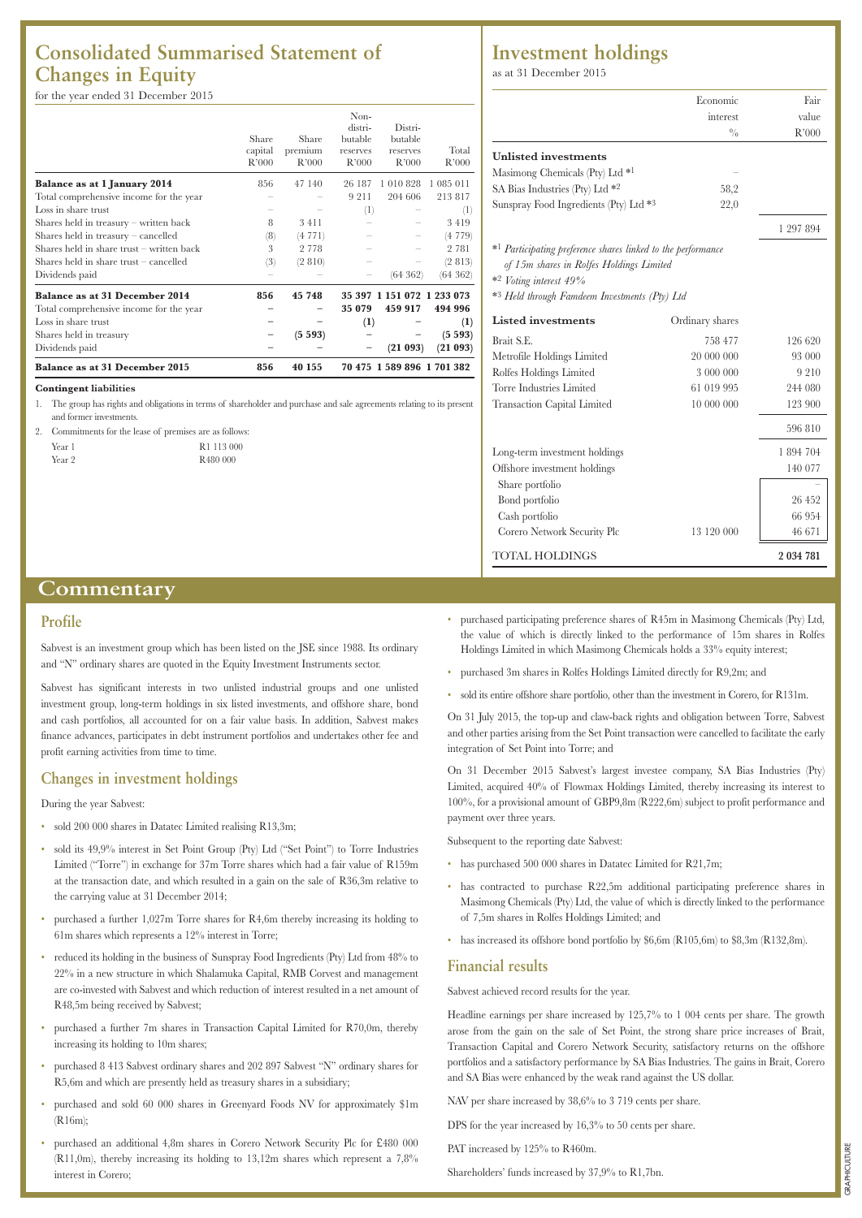# Consolidated Summarised Statement of Changes in Equity

for the year ended 31 December 2015

| | Share capital R'000 | Share premium R'000 | Non-distributable reserves R'000 | Distributable reserves R'000 | Total R'000 |
|---|---|---|---|---|---|
| **Balance as at 1 January 2014** | 856 | 47 140 | 26 187 | 1 010 828 | 1 085 011 |
| Total comprehensive income for the year | – | – | 9 211 | 204 606 | 213 817 |
| Loss in share trust | – | – | (1) | – | (1) |
| Shares held in treasury – written back | 8 | 3 411 | – | – | 3 419 |
| Shares held in treasury – cancelled | (8) | (4 771) | – | – | (4 779) |
| Shares held in share trust – written back | 3 | 2 778 | – | – | 2 781 |
| Shares held in share trust – cancelled | (3) | (2 810) | – | – | (2 813) |
| Dividends paid | – | – | – | (64 362) | (64 362) |
| **Balance as at 31 December 2014** | **856** | **45 748** | **35 397** | **1 151 072** | **1 233 073** |
| Total comprehensive income for the year | **–** | **–** | **35 079** | **459 917** | **494 996** |
| Loss in share trust | **–** | **–** | **(1)** | **–** | **(1)** |
| Shares held in treasury | **–** | **(5 593)** | **–** | **–** | **(5 593)** |
| Dividends paid | **–** | **–** | **–** | **(21 093)** | **(21 093)** |
| **Balance as at 31 December 2015** | **856** | **40 155** | **70 475** | **1 589 896** | **1 701 382** |

**Contingent liabilities**

1. The group has rights and obligations in terms of shareholder and purchase and sale agreements relating to its present and former investments.
2. Commitments for the lease of premises are as follows:

| | |
|---|---|
| Year 1 | R1 113 000 |
| Year 2 | R480 000 |

# Investment holdings

as at 31 December 2015

| | Economic interest % | Fair value R'000 |
|---|---|---|
| **Unlisted investments** | | |
| Masimong Chemicals (Pty) Ltd *1 | – | |
| SA Bias Industries (Pty) Ltd *2 | 58,2 | |
| Sunspray Food Ingredients (Pty) Ltd *3 | 22,0 | |
| | | 1 297 894 |

*1 *Participating preference shares linked to the performance of 15m shares in Rolfes Holdings Limited*
*2 *Voting interest 49%*
*3 *Held through Famdeem Investments (Pty) Ltd*

| **Listed investments** | Ordinary shares | |
|---|---|---|
| Brait S.E. | 758 477 | 126 620 |
| Metrofile Holdings Limited | 20 000 000 | 93 000 |
| Rolfes Holdings Limited | 3 000 000 | 9 210 |
| Torre Industries Limited | 61 019 995 | 244 080 |
| Transaction Capital Limited | 10 000 000 | 123 900 |
| | | 596 810 |
| Long-term investment holdings | | 1 894 704 |
| Offshore investment holdings | | 140 077 |
| Share portfolio | | – |
| Bond portfolio | | 26 452 |
| Cash portfolio | | 66 954 |
| Corero Network Security Plc | 13 120 000 | 46 671 |
| TOTAL HOLDINGS | | **2 034 781** |

# Commentary

## Profile

Sabvest is an investment group which has been listed on the JSE since 1988. Its ordinary and "N" ordinary shares are quoted in the Equity Investment Instruments sector.

Sabvest has significant interests in two unlisted industrial groups and one unlisted investment group, long-term holdings in six listed investments, and offshore share, bond and cash portfolios, all accounted for on a fair value basis. In addition, Sabvest makes finance advances, participates in debt instrument portfolios and undertakes other fee and profit earning activities from time to time.

## Changes in investment holdings

During the year Sabvest:

- sold 200 000 shares in Datatec Limited realising R13,3m;
- sold its 49,9% interest in Set Point Group (Pty) Ltd ("Set Point") to Torre Industries Limited ("Torre") in exchange for 37m Torre shares which had a fair value of R159m at the transaction date, and which resulted in a gain on the sale of R36,3m relative to the carrying value at 31 December 2014;
- purchased a further 1,027m Torre shares for R4,6m thereby increasing its holding to 61m shares which represents a 12% interest in Torre;
- reduced its holding in the business of Sunspray Food Ingredients (Pty) Ltd from 48% to 22% in a new structure in which Shalamuka Capital, RMB Corvest and management are co-invested with Sabvest and which reduction of interest resulted in a net amount of R48,5m being received by Sabvest;
- purchased a further 7m shares in Transaction Capital Limited for R70,0m, thereby increasing its holding to 10m shares;
- purchased 8 413 Sabvest ordinary shares and 202 897 Sabvest "N" ordinary shares for R5,6m and which are presently held as treasury shares in a subsidiary;
- purchased and sold 60 000 shares in Greenyard Foods NV for approximately $1m (R16m);
- purchased an additional 4,8m shares in Corero Network Security Plc for £480 000 (R11,0m), thereby increasing its holding to 13,12m shares which represent a 7,8% interest in Corero;
- purchased participating preference shares of R45m in Masimong Chemicals (Pty) Ltd, the value of which is directly linked to the performance of 15m shares in Rolfes Holdings Limited in which Masimong Chemicals holds a 33% equity interest;
- purchased 3m shares in Rolfes Holdings Limited directly for R9,2m; and
- sold its entire offshore share portfolio, other than the investment in Corero, for R131m.

On 31 July 2015, the top-up and claw-back rights and obligation between Torre, Sabvest and other parties arising from the Set Point transaction were cancelled to facilitate the early integration of Set Point into Torre; and

On 31 December 2015 Sabvest's largest investee company, SA Bias Industries (Pty) Limited, acquired 40% of Flowmax Holdings Limited, thereby increasing its interest to 100%, for a provisional amount of GBP9,8m (R222,6m) subject to profit performance and payment over three years.

Subsequent to the reporting date Sabvest:

- has purchased 500 000 shares in Datatec Limited for R21,7m;
- has contracted to purchase R22,5m additional participating preference shares in Masimong Chemicals (Pty) Ltd, the value of which is directly linked to the performance of 7,5m shares in Rolfes Holdings Limited; and
- has increased its offshore bond portfolio by $6,6m (R105,6m) to $8,3m (R132,8m).

## Financial results

Sabvest achieved record results for the year.

Headline earnings per share increased by 125,7% to 1 004 cents per share. The growth arose from the gain on the sale of Set Point, the strong share price increases of Brait, Transaction Capital and Corero Network Security, satisfactory returns on the offshore portfolios and a satisfactory performance by SA Bias Industries. The gains in Brait, Corero and SA Bias were enhanced by the weak rand against the US dollar.

NAV per share increased by 38,6% to 3 719 cents per share.

DPS for the year increased by 16,3% to 50 cents per share.

PAT increased by 125% to R460m.

Shareholders' funds increased by 37,9% to R1,7bn.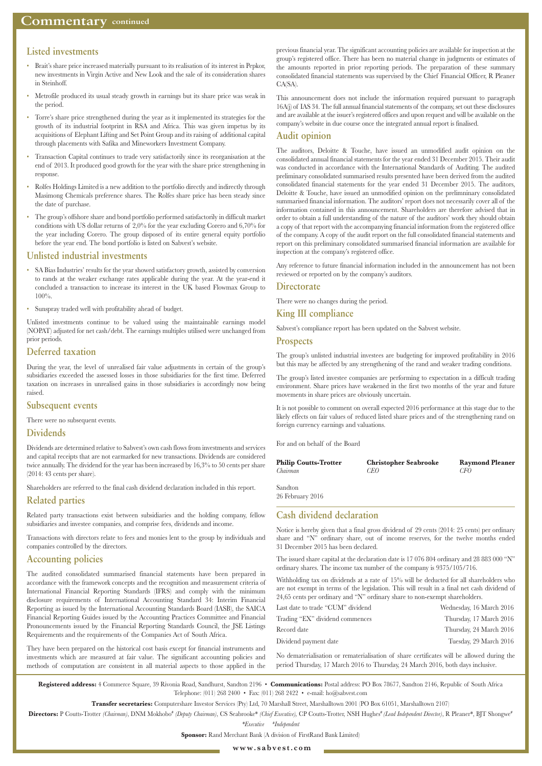# Commentary continued

## Listed investments

- Brait's share price increased materially pursuant to its realisation of its interest in Pepkor, new investments in Virgin Active and New Look and the sale of its consideration shares in Steinhoff.
- Metrofile produced its usual steady growth in earnings but its share price was weak in the period.
- Torre's share price strengthened during the year as it implemented its strategies for the growth of its industrial footprint in RSA and Africa. This was given impetus by its acquisitions of Elephant Lifting and Set Point Group and its raising of additional capital through placements with Safika and Mineworkers Investment Company.
- Transaction Capital continues to trade very satisfactorily since its reorganisation at the end of 2013. It produced good growth for the year with the share price strengthening in response.
- Rolfes Holdings Limited is a new addition to the portfolio directly and indirectly through Masimong Chemicals preference shares. The Rolfes share price has been steady since the date of purchase.
- The group's offshore share and bond portfolio performed satisfactorily in difficult market conditions with US dollar returns of 2,0% for the year excluding Corero and 6,70% for the year including Corero. The group disposed of its entire general equity portfolio before the year end. The bond portfolio is listed on Sabvest's website.

## Unlisted industrial investments

- SA Bias Industries' results for the year showed satisfactory growth, assisted by conversion to rands at the weaker exchange rates applicable during the year. At the year-end it concluded a transaction to increase its interest in the UK based Flowmax Group to 100%.
- Sunspray traded well with profitability ahead of budget.

Unlisted investments continue to be valued using the maintainable earnings model (NOPAT) adjusted for net cash/debt. The earnings multiples utilised were unchanged from prior periods.

## Deferred taxation

During the year, the level of unrealised fair value adjustments in certain of the group's subsidiaries exceeded the assessed losses in those subsidiaries for the first time. Deferred taxation on increases in unrealised gains in those subsidiaries is accordingly now being raised.

## Subsequent events

There were no subsequent events.

## Dividends

Dividends are determined relative to Sabvest's own cash flows from investments and services and capital receipts that are not earmarked for new transactions. Dividends are considered twice annually. The dividend for the year has been increased by 16,3% to 50 cents per share (2014: 43 cents per share).

Shareholders are referred to the final cash dividend declaration included in this report.

## Related parties

Related party transactions exist between subsidiaries and the holding company, fellow subsidiaries and investee companies, and comprise fees, dividends and income.

Transactions with directors relate to fees and monies lent to the group by individuals and companies controlled by the directors.

## Accounting policies

The audited consolidated summarised financial statements have been prepared in accordance with the framework concepts and the recognition and measurement criteria of International Financial Reporting Standards (IFRS) and comply with the minimum disclosure requirements of International Accounting Standard 34: Interim Financial Reporting as issued by the International Accounting Standards Board (IASB), the SAICA Financial Reporting Guides issued by the Accounting Practices Committee and Financial Pronouncements issued by the Financial Reporting Standards Council, the JSE Listings Requirements and the requirements of the Companies Act of South Africa.

They have been prepared on the historical cost basis except for financial instruments and investments which are measured at fair value. The significant accounting policies and methods of computation are consistent in all material aspects to those applied in the previous financial year. The significant accounting policies are available for inspection at the group's registered office. There has been no material change in judgments or estimates of the amounts reported in prior reporting periods. The preparation of these summary consolidated financial statements was supervised by the Chief Financial Officer, R Pleaner CA(SA).

This announcement does not include the information required pursuant to paragraph 16A(j) of IAS 34. The full annual financial statements of the company, set out these disclosures and are available at the issuer's registered offices and upon request and will be available on the company's website in due course once the integrated annual report is finalised.

## Audit opinion

The auditors, Deloitte & Touche, have issued an unmodified audit opinion on the consolidated annual financial statements for the year ended 31 December 2015. Their audit was conducted in accordance with the International Standards of Auditing. The audited preliminary consolidated summarised results presented have been derived from the audited consolidated financial statements for the year ended 31 December 2015. The auditors, Deloitte & Touche, have issued an unmodified opinion on the prelimninary consolidated summarised financial information. The auditors' report does not necessarily cover all of the information contained in this announcement. Shareholders are therefore advised that in order to obtain a full understanding of the nature of the auditors' work they should obtain a copy of that report with the accompanying financial information from the registered office of the company. A copy of the audit report on the full consolidated financial statements and report on this preliminary consolidated summarised financial information are available for inspection at the company's registered office.

Any reference to future financial information included in the announcement has not been reviewed or reported on by the company's auditors.

## Directorate

There were no changes during the period.

## King III compliance

Sabvest's compliance report has been updated on the Sabvest website.

## Prospects

The group's unlisted industrial investees are budgeting for improved profitability in 2016 but this may be affected by any strengthening of the rand and weaker trading conditions.

The group's listed investee companies are performing to expectation in a difficult trading environment. Share prices have weakened in the first two months of the year and future movements in share prices are obviously uncertain.

It is not possible to comment on overall expected 2016 performance at this stage due to the likely effects on fair values of reduced listed share prices and of the strengthening rand on foreign currency earnings and valuations.

For and on behalf of the Board

| | | |
|---|---|---|
| **Philip Coutts-Trotter** | **Christopher Seabrooke** | **Raymond Pleaner** |
| *Chairman* | *CEO* | *CFO* |

Sandton
26 February 2016

## Cash dividend declaration

Notice is hereby given that a final gross dividend of 29 cents (2014: 25 cents) per ordinary share and "N" ordinary share, out of income reserves, for the twelve months ended 31 December 2015 has been declared.

The issued share capital at the declaration date is 17 076 804 ordinary and 28 883 000 "N" ordinary shares. The income tax number of the company is 9375/105/716.

Withholding tax on dividends at a rate of 15% will be deducted for all shareholders who are not exempt in terms of the legislation. This will result in a final net cash dividend of 24,65 cents per ordinary and "N" ordinary share to non-exempt shareholders.

| | |
|---|---|
| Last date to trade "CUM" dividend | Wednesday, 16 March 2016 |
| Trading "EX" dividend commences | Thursday, 17 March 2016 |
| Record date | Thursday, 24 March 2016 |
| Dividend payment date | Tuesday, 29 March 2016 |

No dematerialisation or rematerialisation of share certificates will be allowed during the period Thursday, 17 March 2016 to Thursday, 24 March 2016, both days inclusive.

**Registered address:** 4 Commerce Square, 39 Rivonia Road, Sandhurst, Sandton 2196 • **Communications:** Postal address: PO Box 78677, Sandton 2146, Republic of South Africa Telephone: (011) 268 2400 • Fax: (011) 268 2422 • e-mail: ho@sabvest.com

**Transfer secretaries:** Computershare Investor Services (Pty) Ltd, 70 Marshall Street, Marshalltown 2001 (PO Box 61051, Marshalltown 2107)

**Directors:** P Coutts-Trotter *(Chairman)*, DNM Mokhobo# *(Deputy Chairman)*, CS Seabrooke* *(Chief Executive)*, CP Coutts-Trotter, NSH Hughes# *(Lead Independent Director)*, R Pleaner*, BJT Shongwe#

*\*Executive #Independent*

**Sponsor:** Rand Merchant Bank (A division of FirstRand Bank Limited)

www.sabvest.com